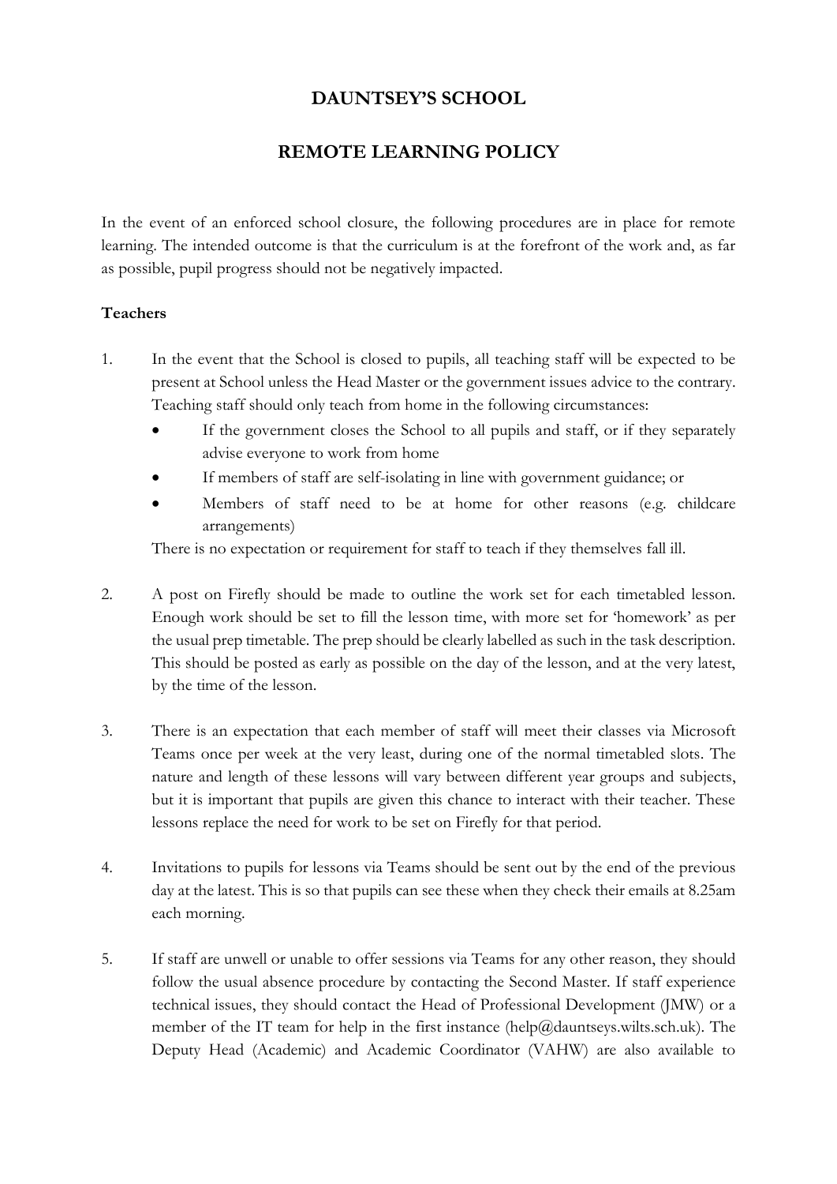# DAUNTSEY'S SCHOOL

## REMOTE LEARNING POLICY

In the event of an enforced school closure, the following procedures are in place for remote learning. The intended outcome is that the curriculum is at the forefront of the work and, as far as possible, pupil progress should not be negatively impacted.

**Teachers**

1. In the event that the School is closed to pupils, all teaching staff will be expected to be present at School unless the Head Master or the government issues advice to the contrary. Teaching staff should only teach from home in the following circumstances:
   - If the government closes the School to all pupils and staff, or if they separately advise everyone to work from home
   - If members of staff are self-isolating in line with government guidance; or
   - Members of staff need to be at home for other reasons (e.g. childcare arrangements)

   There is no expectation or requirement for staff to teach if they themselves fall ill.

2. A post on Firefly should be made to outline the work set for each timetabled lesson. Enough work should be set to fill the lesson time, with more set for 'homework' as per the usual prep timetable. The prep should be clearly labelled as such in the task description. This should be posted as early as possible on the day of the lesson, and at the very latest, by the time of the lesson.

3. There is an expectation that each member of staff will meet their classes via Microsoft Teams once per week at the very least, during one of the normal timetabled slots. The nature and length of these lessons will vary between different year groups and subjects, but it is important that pupils are given this chance to interact with their teacher. These lessons replace the need for work to be set on Firefly for that period.

4. Invitations to pupils for lessons via Teams should be sent out by the end of the previous day at the latest. This is so that pupils can see these when they check their emails at 8.25am each morning.

5. If staff are unwell or unable to offer sessions via Teams for any other reason, they should follow the usual absence procedure by contacting the Second Master. If staff experience technical issues, they should contact the Head of Professional Development (JMW) or a member of the IT team for help in the first instance (help@dauntseys.wilts.sch.uk). The Deputy Head (Academic) and Academic Coordinator (VAHW) are also available to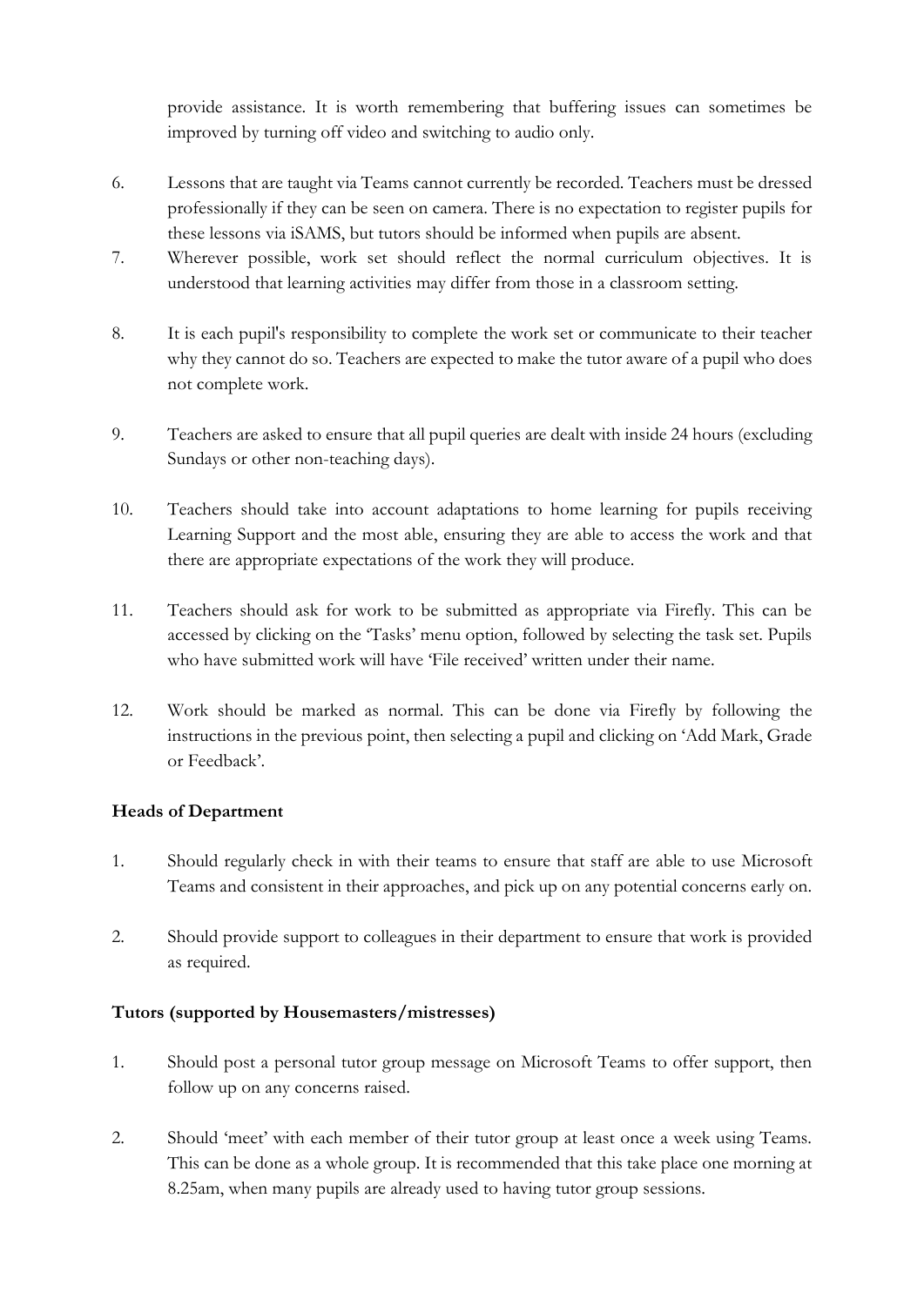provide assistance. It is worth remembering that buffering issues can sometimes be improved by turning off video and switching to audio only.

6. Lessons that are taught via Teams cannot currently be recorded. Teachers must be dressed professionally if they can be seen on camera. There is no expectation to register pupils for these lessons via iSAMS, but tutors should be informed when pupils are absent.
7. Wherever possible, work set should reflect the normal curriculum objectives. It is understood that learning activities may differ from those in a classroom setting.
8. It is each pupil's responsibility to complete the work set or communicate to their teacher why they cannot do so. Teachers are expected to make the tutor aware of a pupil who does not complete work.
9. Teachers are asked to ensure that all pupil queries are dealt with inside 24 hours (excluding Sundays or other non-teaching days).
10. Teachers should take into account adaptations to home learning for pupils receiving Learning Support and the most able, ensuring they are able to access the work and that there are appropriate expectations of the work they will produce.
11. Teachers should ask for work to be submitted as appropriate via Firefly. This can be accessed by clicking on the 'Tasks' menu option, followed by selecting the task set. Pupils who have submitted work will have 'File received' written under their name.
12. Work should be marked as normal. This can be done via Firefly by following the instructions in the previous point, then selecting a pupil and clicking on 'Add Mark, Grade or Feedback'.

**Heads of Department**

1. Should regularly check in with their teams to ensure that staff are able to use Microsoft Teams and consistent in their approaches, and pick up on any potential concerns early on.
2. Should provide support to colleagues in their department to ensure that work is provided as required.

**Tutors (supported by Housemasters/mistresses)**

1. Should post a personal tutor group message on Microsoft Teams to offer support, then follow up on any concerns raised.
2. Should 'meet' with each member of their tutor group at least once a week using Teams. This can be done as a whole group. It is recommended that this take place one morning at 8.25am, when many pupils are already used to having tutor group sessions.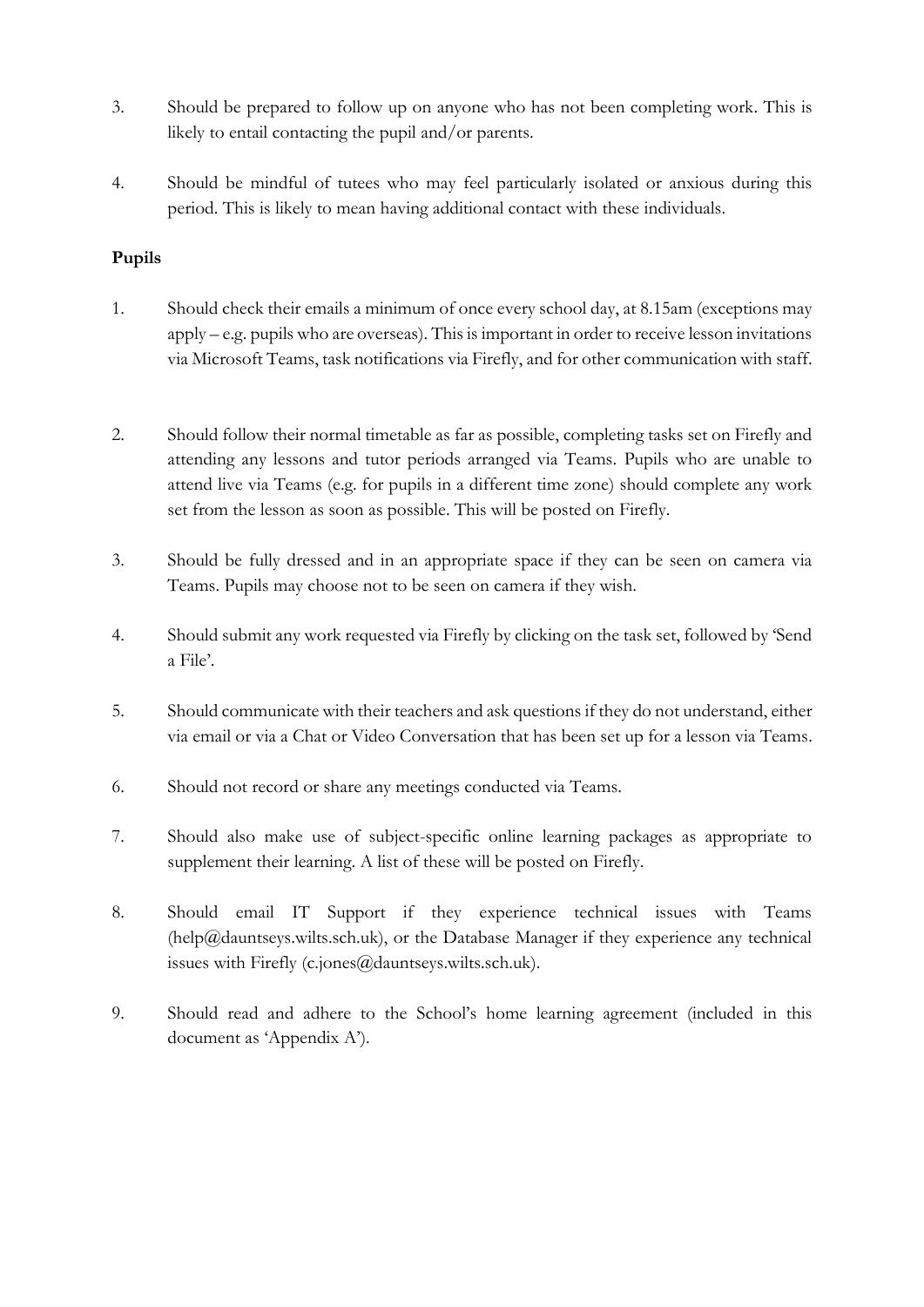3. Should be prepared to follow up on anyone who has not been completing work. This is likely to entail contacting the pupil and/or parents.

4. Should be mindful of tutees who may feel particularly isolated or anxious during this period. This is likely to mean having additional contact with these individuals.

**Pupils**

1. Should check their emails a minimum of once every school day, at 8.15am (exceptions may apply – e.g. pupils who are overseas). This is important in order to receive lesson invitations via Microsoft Teams, task notifications via Firefly, and for other communication with staff.

2. Should follow their normal timetable as far as possible, completing tasks set on Firefly and attending any lessons and tutor periods arranged via Teams. Pupils who are unable to attend live via Teams (e.g. for pupils in a different time zone) should complete any work set from the lesson as soon as possible. This will be posted on Firefly.

3. Should be fully dressed and in an appropriate space if they can be seen on camera via Teams. Pupils may choose not to be seen on camera if they wish.

4. Should submit any work requested via Firefly by clicking on the task set, followed by 'Send a File'.

5. Should communicate with their teachers and ask questions if they do not understand, either via email or via a Chat or Video Conversation that has been set up for a lesson via Teams.

6. Should not record or share any meetings conducted via Teams.

7. Should also make use of subject-specific online learning packages as appropriate to supplement their learning. A list of these will be posted on Firefly.

8. Should email IT Support if they experience technical issues with Teams (help@dauntseys.wilts.sch.uk), or the Database Manager if they experience any technical issues with Firefly (c.jones@dauntseys.wilts.sch.uk).

9. Should read and adhere to the School's home learning agreement (included in this document as 'Appendix A').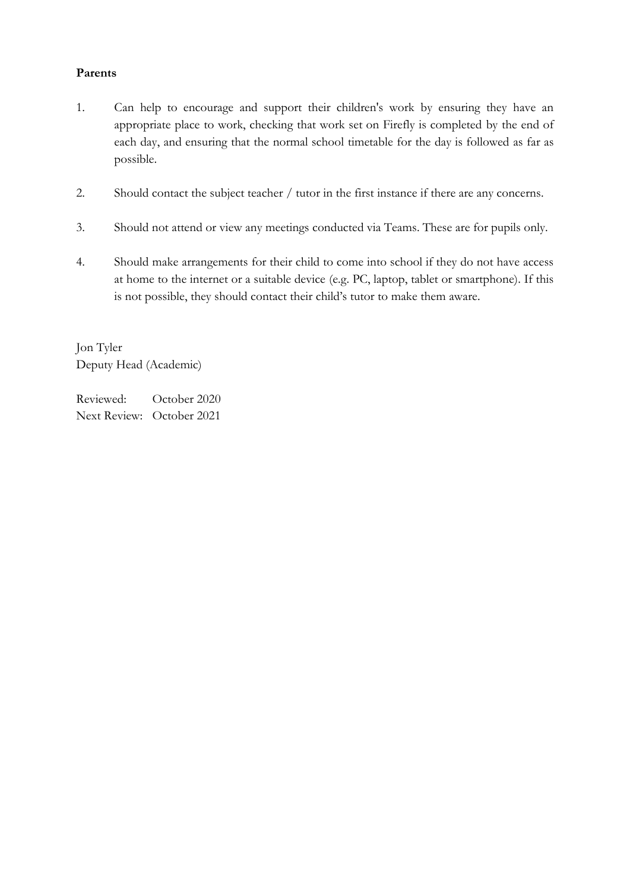**Parents**

1. Can help to encourage and support their children's work by ensuring they have an appropriate place to work, checking that work set on Firefly is completed by the end of each day, and ensuring that the normal school timetable for the day is followed as far as possible.

2. Should contact the subject teacher / tutor in the first instance if there are any concerns.

3. Should not attend or view any meetings conducted via Teams. These are for pupils only.

4. Should make arrangements for their child to come into school if they do not have access at home to the internet or a suitable device (e.g. PC, laptop, tablet or smartphone). If this is not possible, they should contact their child's tutor to make them aware.

Jon Tyler
Deputy Head (Academic)

Reviewed: October 2020
Next Review: October 2021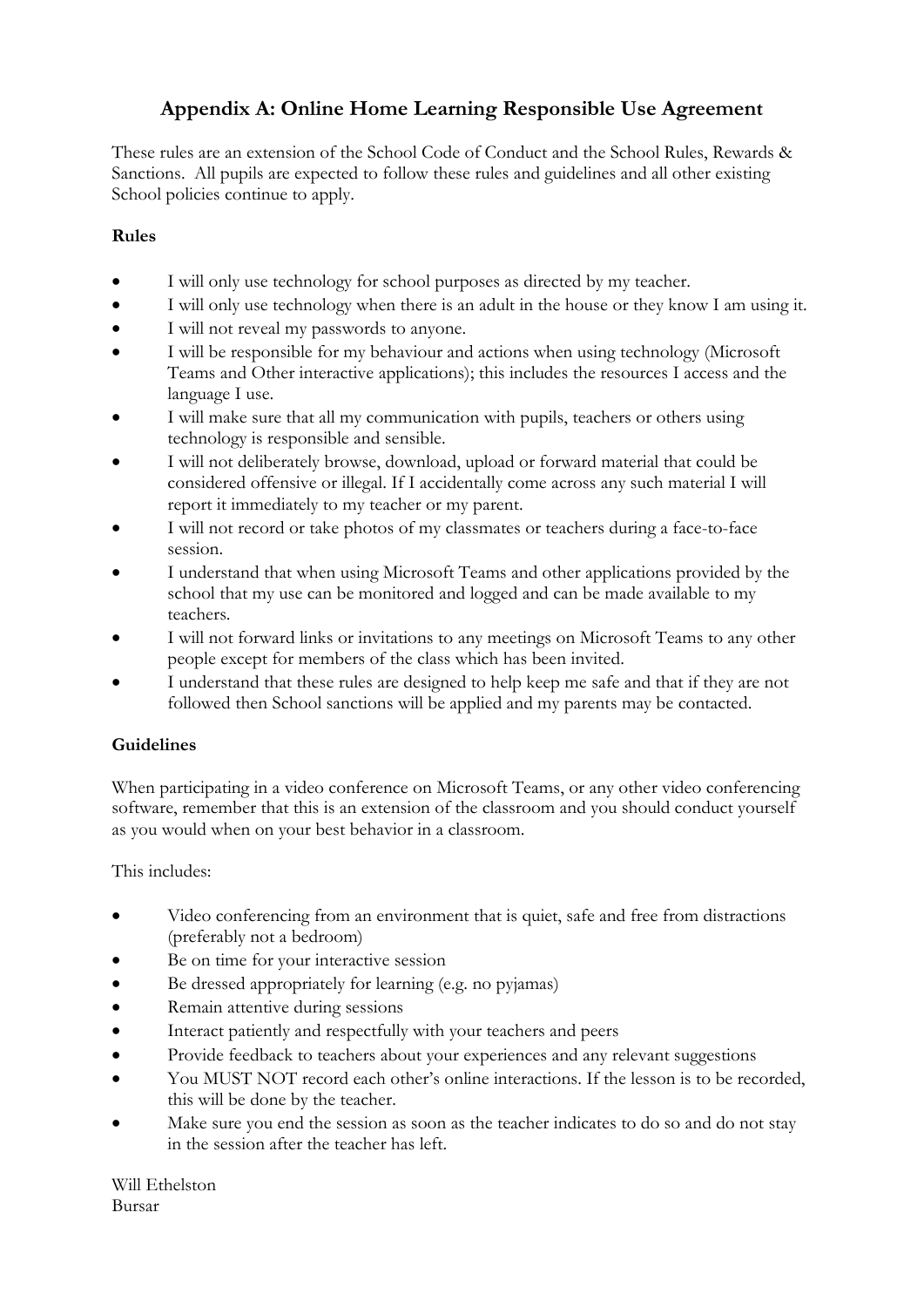# Appendix A: Online Home Learning Responsible Use Agreement

These rules are an extension of the School Code of Conduct and the School Rules, Rewards & Sanctions. All pupils are expected to follow these rules and guidelines and all other existing School policies continue to apply.

**Rules**

- I will only use technology for school purposes as directed by my teacher.
- I will only use technology when there is an adult in the house or they know I am using it.
- I will not reveal my passwords to anyone.
- I will be responsible for my behaviour and actions when using technology (Microsoft Teams and Other interactive applications); this includes the resources I access and the language I use.
- I will make sure that all my communication with pupils, teachers or others using technology is responsible and sensible.
- I will not deliberately browse, download, upload or forward material that could be considered offensive or illegal. If I accidentally come across any such material I will report it immediately to my teacher or my parent.
- I will not record or take photos of my classmates or teachers during a face-to-face session.
- I understand that when using Microsoft Teams and other applications provided by the school that my use can be monitored and logged and can be made available to my teachers.
- I will not forward links or invitations to any meetings on Microsoft Teams to any other people except for members of the class which has been invited.
- I understand that these rules are designed to help keep me safe and that if they are not followed then School sanctions will be applied and my parents may be contacted.

**Guidelines**

When participating in a video conference on Microsoft Teams, or any other video conferencing software, remember that this is an extension of the classroom and you should conduct yourself as you would when on your best behavior in a classroom.

This includes:

- Video conferencing from an environment that is quiet, safe and free from distractions (preferably not a bedroom)
- Be on time for your interactive session
- Be dressed appropriately for learning (e.g. no pyjamas)
- Remain attentive during sessions
- Interact patiently and respectfully with your teachers and peers
- Provide feedback to teachers about your experiences and any relevant suggestions
- You MUST NOT record each other's online interactions. If the lesson is to be recorded, this will be done by the teacher.
- Make sure you end the session as soon as the teacher indicates to do so and do not stay in the session after the teacher has left.

Will Ethelston
Bursar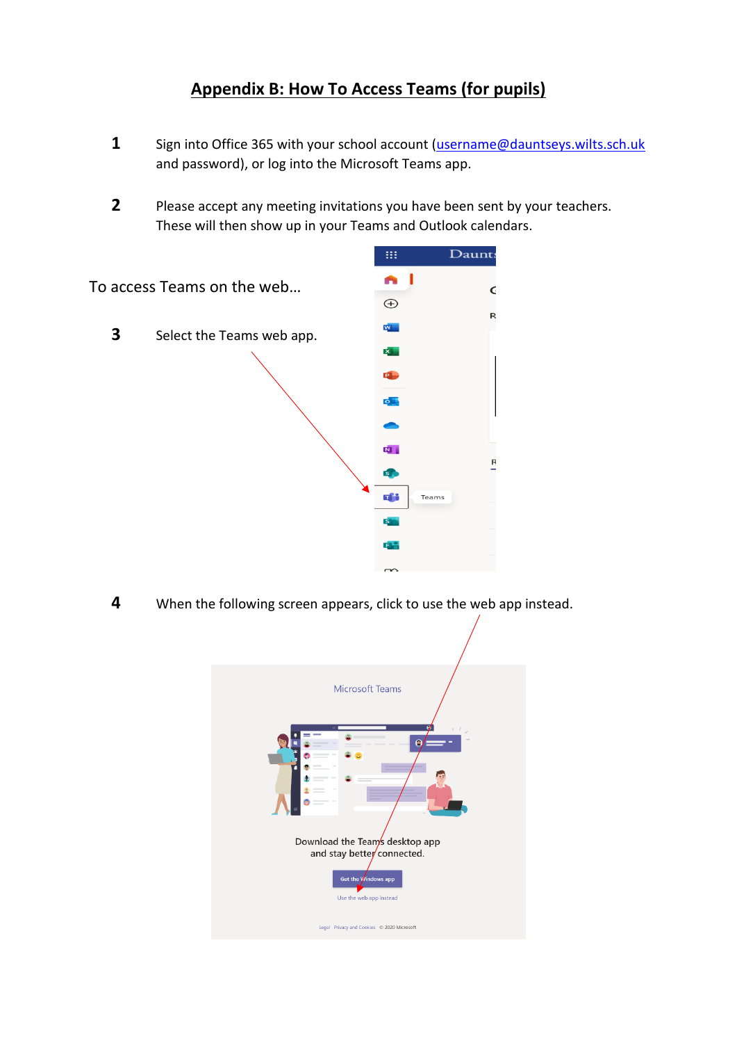# Appendix B: How To Access Teams (for pupils)

1. Sign into Office 365 with your school account (username@dauntseys.wilts.sch.uk and password), or log into the Microsoft Teams app.

2. Please accept any meeting invitations you have been sent by your teachers. These will then show up in your Teams and Outlook calendars.

To access Teams on the web…

3. Select the Teams web app.

4. When the following screen appears, click to use the web app instead.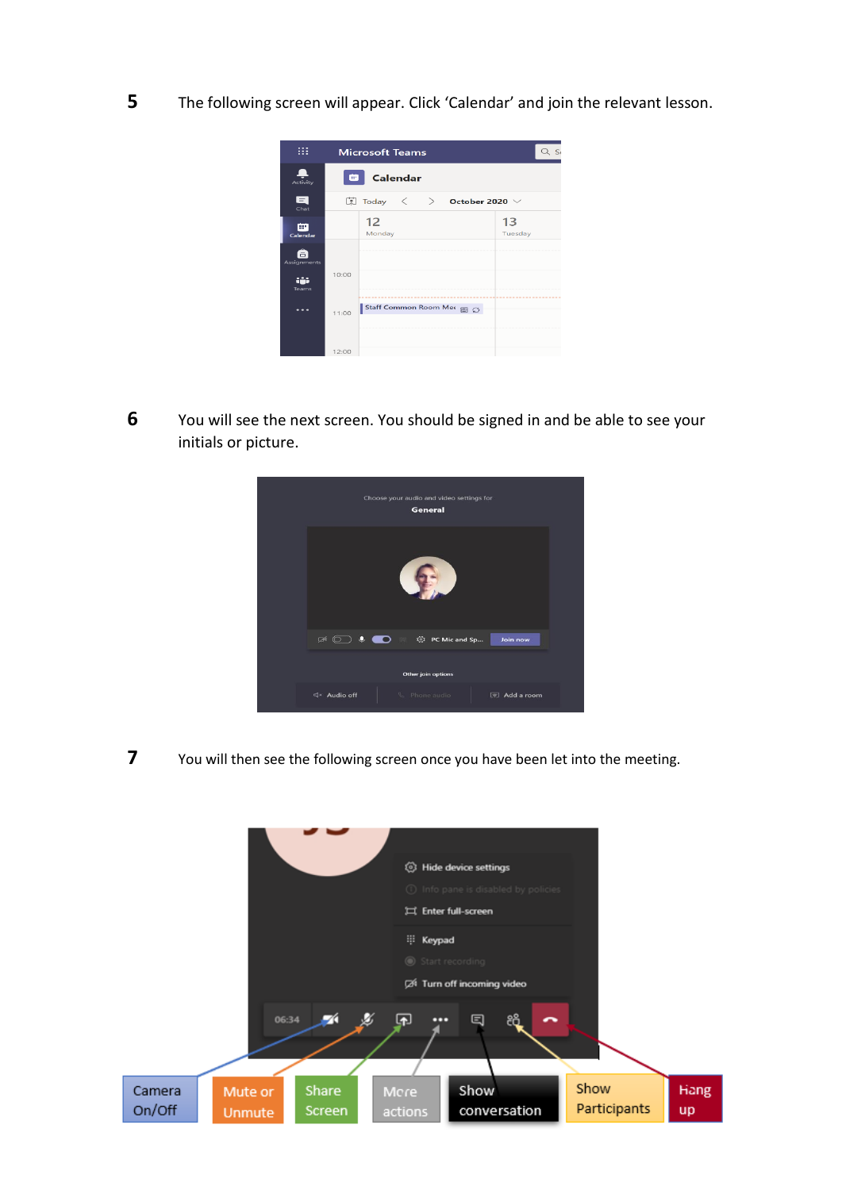5 The following screen will appear. Click 'Calendar' and join the relevant lesson.

6 You will see the next screen. You should be signed in and be able to see your initials or picture.

7 You will then see the following screen once you have been let into the meeting.

Camera On/Off | Mute or Unmute | Share Screen | More actions | Show conversation | Show Participants | Hang up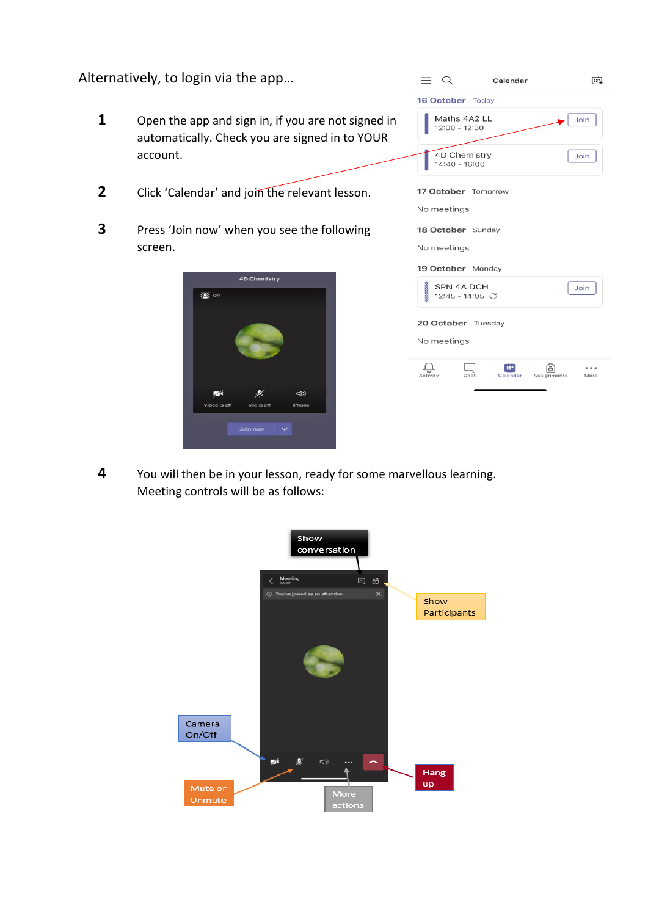Alternatively, to login via the app…

1. Open the app and sign in, if you are not signed in automatically. Check you are signed in to YOUR account.

2. Click 'Calendar' and join the relevant lesson.

3. Press 'Join now' when you see the following screen.

4. You will then be in your lesson, ready for some marvellous learning. Meeting controls will be as follows:

Show conversation

Show Participants

Camera On/Off

Mute or Unmute

More actions

Hang up